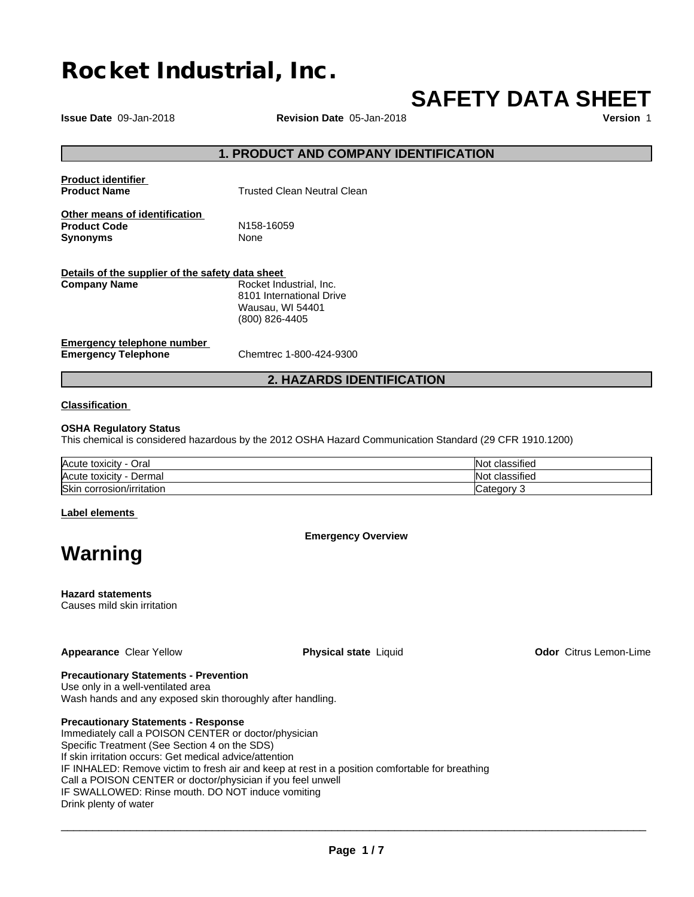# Rocket Industrial, Inc.

## SAFETY DATA SHEET

**Issue Date** 09-Jan-2018 **Revision Date** 05-Jan-2018 **Version** 1

## 1. PRODUCT AND COMPANY IDENTIFICATION

**Product identifier**

**Product Name** Trusted Clean Neutral Clean

**Other means of identification**

**Product Code** N158-16059

**Synonyms** None

**Details of the supplier of the safety data sheet**

**Company Name** Rocket Industrial, Inc.
8101 International Drive
Wausau, WI 54401
(800) 826-4405

**Emergency telephone number**

**Emergency Telephone** Chemtrec 1-800-424-9300

## 2. HAZARDS IDENTIFICATION

**Classification**

**OSHA Regulatory Status**

This chemical is considered hazardous by the 2012 OSHA Hazard Communication Standard (29 CFR 1910.1200)

| | |
|---|---|
| Acute toxicity - Oral | Not classified |
| Acute toxicity - Dermal | Not classified |
| Skin corrosion/irritation | Category 3 |

**Label elements**

**Emergency Overview**

# Warning

**Hazard statements**

Causes mild skin irritation

**Appearance** Clear Yellow **Physical state** Liquid **Odor** Citrus Lemon-Lime

**Precautionary Statements - Prevention**

Use only in a well-ventilated area

Wash hands and any exposed skin thoroughly after handling.

**Precautionary Statements - Response**

Immediately call a POISON CENTER or doctor/physician

Specific Treatment (See Section 4 on the SDS)

If skin irritation occurs: Get medical advice/attention

IF INHALED: Remove victim to fresh air and keep at rest in a position comfortable for breathing

Call a POISON CENTER or doctor/physician if you feel unwell

IF SWALLOWED: Rinse mouth. DO NOT induce vomiting

Drink plenty of water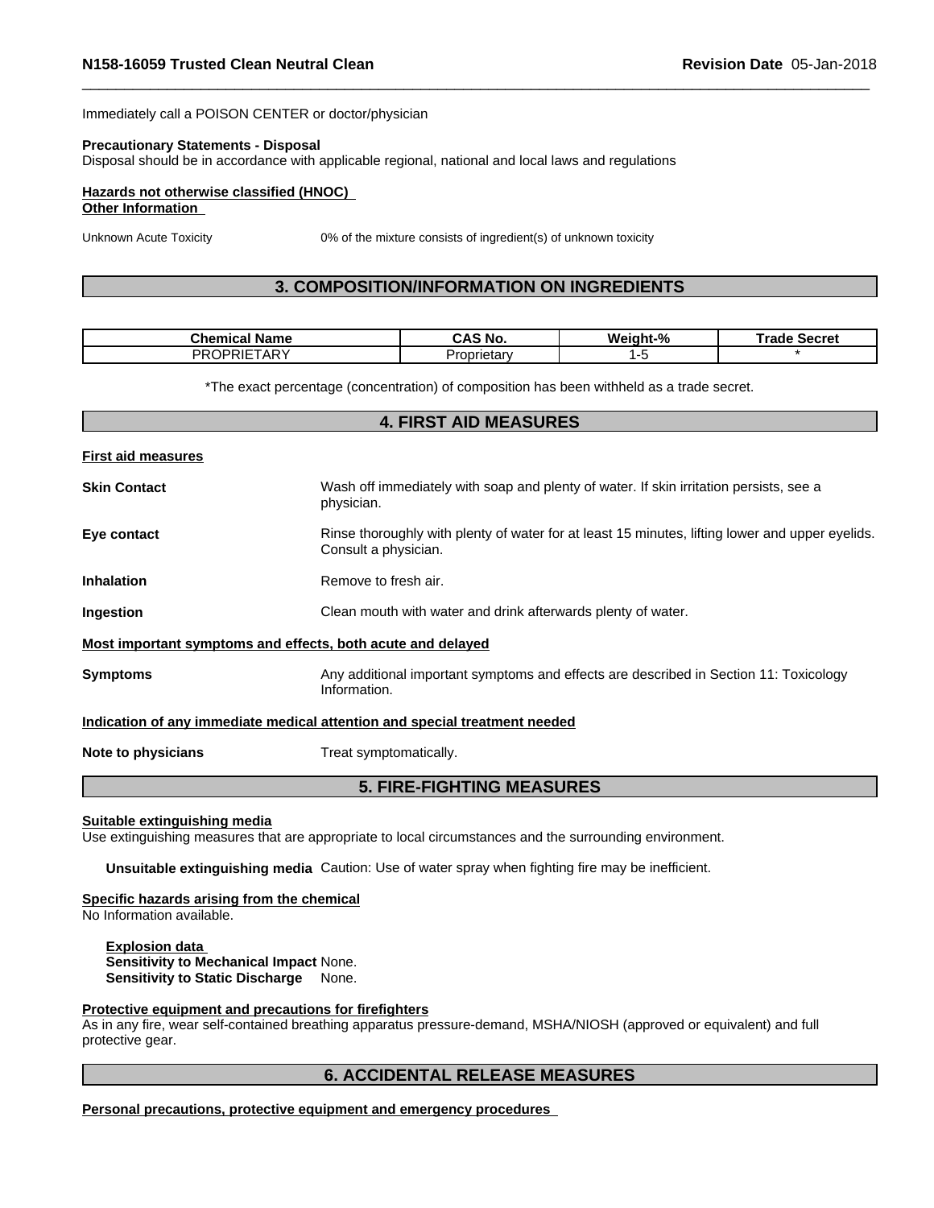Immediately call a POISON CENTER or doctor/physician

**Precautionary Statements - Disposal**
Disposal should be in accordance with applicable regional, national and local laws and regulations

**Hazards not otherwise classified (HNOC)**
**Other Information**

Unknown Acute Toxicity 0% of the mixture consists of ingredient(s) of unknown toxicity

## 3. COMPOSITION/INFORMATION ON INGREDIENTS

| Chemical Name | CAS No. | Weight-% | Trade Secret |
|---|---|---|---|
| PROPRIETARY | Proprietary | 1-5 | * |

*The exact percentage (concentration) of composition has been withheld as a trade secret.

## 4. FIRST AID MEASURES

**First aid measures**

**Skin Contact** Wash off immediately with soap and plenty of water. If skin irritation persists, see a physician.

**Eye contact** Rinse thoroughly with plenty of water for at least 15 minutes, lifting lower and upper eyelids. Consult a physician.

**Inhalation** Remove to fresh air.

**Ingestion** Clean mouth with water and drink afterwards plenty of water.

**Most important symptoms and effects, both acute and delayed**

**Symptoms** Any additional important symptoms and effects are described in Section 11: Toxicology Information.

**Indication of any immediate medical attention and special treatment needed**

**Note to physicians** Treat symptomatically.

## 5. FIRE-FIGHTING MEASURES

**Suitable extinguishing media**
Use extinguishing measures that are appropriate to local circumstances and the surrounding environment.

**Unsuitable extinguishing media** Caution: Use of water spray when fighting fire may be inefficient.

**Specific hazards arising from the chemical**
No Information available.

**Explosion data**
**Sensitivity to Mechanical Impact** None.
**Sensitivity to Static Discharge** None.

**Protective equipment and precautions for firefighters**
As in any fire, wear self-contained breathing apparatus pressure-demand, MSHA/NIOSH (approved or equivalent) and full protective gear.

## 6. ACCIDENTAL RELEASE MEASURES

**Personal precautions, protective equipment and emergency procedures**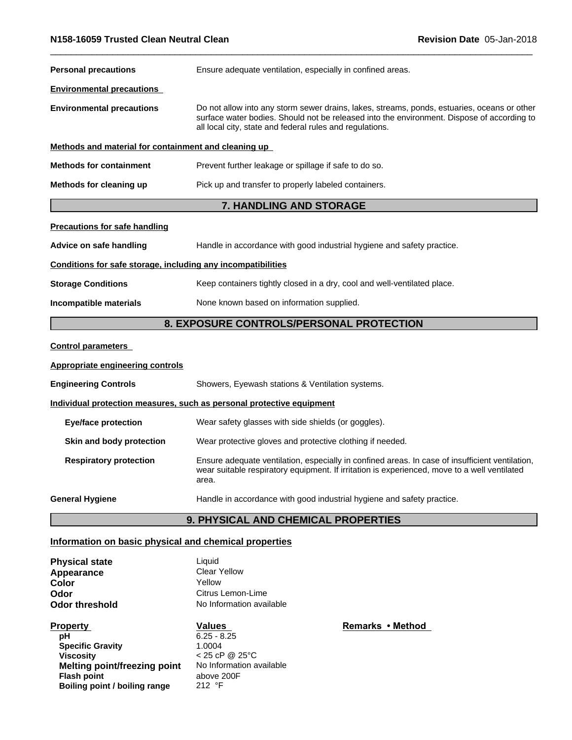**Personal precautions** Ensure adequate ventilation, especially in confined areas.

**Environmental precautions**

**Environmental precautions** Do not allow into any storm sewer drains, lakes, streams, ponds, estuaries, oceans or other surface water bodies. Should not be released into the environment. Dispose of according to all local city, state and federal rules and regulations.

**Methods and material for containment and cleaning up**

**Methods for containment** Prevent further leakage or spillage if safe to do so.

**Methods for cleaning up** Pick up and transfer to properly labeled containers.

## 7. HANDLING AND STORAGE

**Precautions for safe handling**

**Advice on safe handling** Handle in accordance with good industrial hygiene and safety practice.

**Conditions for safe storage, including any incompatibilities**

**Storage Conditions** Keep containers tightly closed in a dry, cool and well-ventilated place.

**Incompatible materials** None known based on information supplied.

## 8. EXPOSURE CONTROLS/PERSONAL PROTECTION

**Control parameters**

**Appropriate engineering controls**

**Engineering Controls** Showers, Eyewash stations & Ventilation systems.

**Individual protection measures, such as personal protective equipment**

**Eye/face protection** Wear safety glasses with side shields (or goggles).

**Skin and body protection** Wear protective gloves and protective clothing if needed.

**Respiratory protection** Ensure adequate ventilation, especially in confined areas. In case of insufficient ventilation, wear suitable respiratory equipment. If irritation is experienced, move to a well ventilated area.

**General Hygiene** Handle in accordance with good industrial hygiene and safety practice.

## 9. PHYSICAL AND CHEMICAL PROPERTIES

**Information on basic physical and chemical properties**

| | |
|---|---|
| **Physical state** | Liquid |
| **Appearance** | Clear Yellow |
| **Color** | Yellow |
| **Odor** | Citrus Lemon-Lime |
| **Odor threshold** | No Information available |

| Property | Values | Remarks • Method |
|---|---|---|
| pH | 6.25 - 8.25 | |
| Specific Gravity | 1.0004 | |
| Viscosity | < 25 cP @ 25°C | |
| Melting point/freezing point | No Information available | |
| Flash point | above 200F | |
| Boiling point / boiling range | 212 °F | |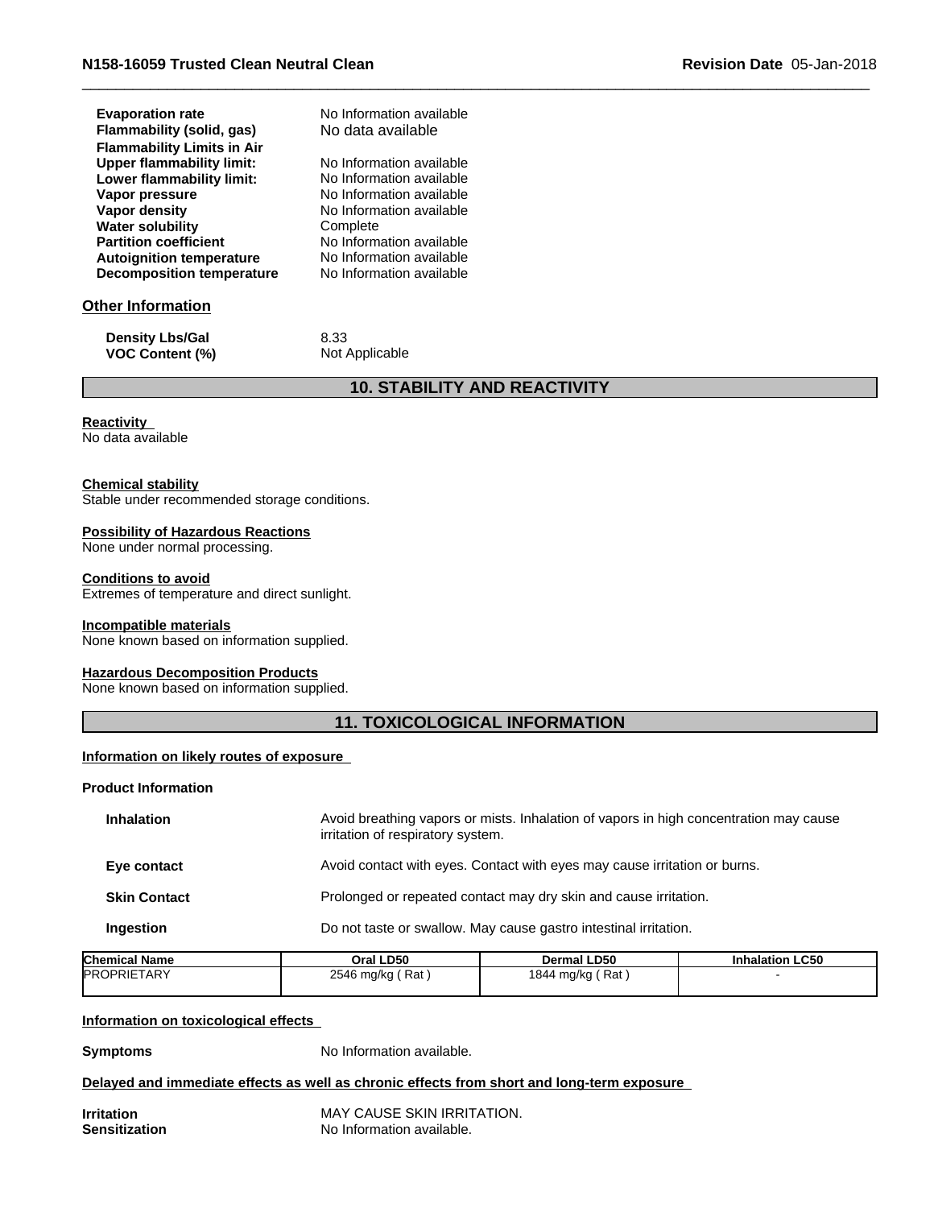| | |
|---|---|
| **Evaporation rate** | No Information available |
| **Flammability (solid, gas)** | No data available |
| **Flammability Limits in Air** | |
| **Upper flammability limit:** | No Information available |
| **Lower flammability limit:** | No Information available |
| **Vapor pressure** | No Information available |
| **Vapor density** | No Information available |
| **Water solubility** | Complete |
| **Partition coefficient** | No Information available |
| **Autoignition temperature** | No Information available |
| **Decomposition temperature** | No Information available |

**Other Information**

| | |
|---|---|
| **Density Lbs/Gal** | 8.33 |
| **VOC Content (%)** | Not Applicable |

## 10. STABILITY AND REACTIVITY

**Reactivity**
No data available

**Chemical stability**
Stable under recommended storage conditions.

**Possibility of Hazardous Reactions**
None under normal processing.

**Conditions to avoid**
Extremes of temperature and direct sunlight.

**Incompatible materials**
None known based on information supplied.

**Hazardous Decomposition Products**
None known based on information supplied.

## 11. TOXICOLOGICAL INFORMATION

**Information on likely routes of exposure**

**Product Information**

| | |
|---|---|
| **Inhalation** | Avoid breathing vapors or mists. Inhalation of vapors in high concentration may cause irritation of respiratory system. |
| **Eye contact** | Avoid contact with eyes. Contact with eyes may cause irritation or burns. |
| **Skin Contact** | Prolonged or repeated contact may dry skin and cause irritation. |
| **Ingestion** | Do not taste or swallow. May cause gastro intestinal irritation. |

| Chemical Name | Oral LD50 | Dermal LD50 | Inhalation LC50 |
|---|---|---|---|
| PROPRIETARY | 2546 mg/kg ( Rat ) | 1844 mg/kg ( Rat ) | - |

**Information on toxicological effects**

| | |
|---|---|
| **Symptoms** | No Information available. |

**Delayed and immediate effects as well as chronic effects from short and long-term exposure**

| | |
|---|---|
| **Irritation** | MAY CAUSE SKIN IRRITATION. |
| **Sensitization** | No Information available. |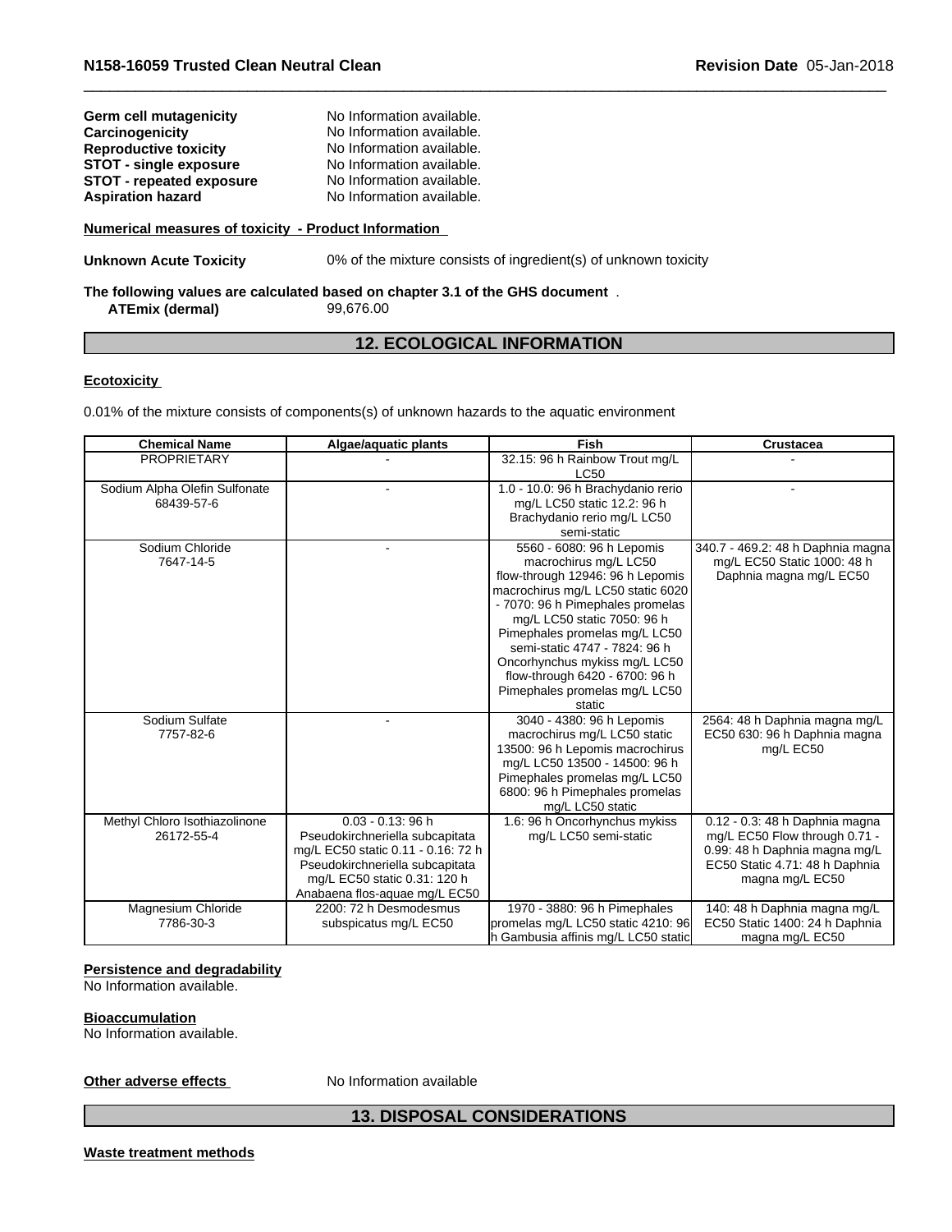| | |
|---|---|
| **Germ cell mutagenicity** | No Information available. |
| **Carcinogenicity** | No Information available. |
| **Reproductive toxicity** | No Information available. |
| **STOT - single exposure** | No Information available. |
| **STOT - repeated exposure** | No Information available. |
| **Aspiration hazard** | No Information available. |

**Numerical measures of toxicity - Product Information**

**Unknown Acute Toxicity** 0% of the mixture consists of ingredient(s) of unknown toxicity

**The following values are calculated based on chapter 3.1 of the GHS document** .

**ATEmix (dermal)** 99,676.00

## 12. ECOLOGICAL INFORMATION

**Ecotoxicity**

0.01% of the mixture consists of components(s) of unknown hazards to the aquatic environment

| Chemical Name | Algae/aquatic plants | Fish | Crustacea |
|---|---|---|---|
| PROPRIETARY | - | 32.15: 96 h Rainbow Trout mg/L LC50 | - |
| Sodium Alpha Olefin Sulfonate 68439-57-6 | - | 1.0 - 10.0: 96 h Brachydanio rerio mg/L LC50 static 12.2: 96 h Brachydanio rerio mg/L LC50 semi-static | - |
| Sodium Chloride 7647-14-5 | - | 5560 - 6080: 96 h Lepomis macrochirus mg/L LC50 flow-through 12946: 96 h Lepomis macrochirus mg/L LC50 static 6020 - 7070: 96 h Pimephales promelas mg/L LC50 static 7050: 96 h Pimephales promelas mg/L LC50 semi-static 4747 - 7824: 96 h Oncorhynchus mykiss mg/L LC50 flow-through 6420 - 6700: 96 h Pimephales promelas mg/L LC50 static | 340.7 - 469.2: 48 h Daphnia magna mg/L EC50 Static 1000: 48 h Daphnia magna mg/L EC50 |
| Sodium Sulfate 7757-82-6 | - | 3040 - 4380: 96 h Lepomis macrochirus mg/L LC50 static 13500: 96 h Lepomis macrochirus mg/L LC50 13500 - 14500: 96 h Pimephales promelas mg/L LC50 6800: 96 h Pimephales promelas mg/L LC50 static | 2564: 48 h Daphnia magna mg/L EC50 630: 96 h Daphnia magna mg/L EC50 |
| Methyl Chloro Isothiazolinone 26172-55-4 | 0.03 - 0.13: 96 h Pseudokirchneriella subcapitata mg/L EC50 static 0.11 - 0.16: 72 h Pseudokirchneriella subcapitata mg/L EC50 static 0.31: 120 h Anabaena flos-aquae mg/L EC50 | 1.6: 96 h Oncorhynchus mykiss mg/L LC50 semi-static | 0.12 - 0.3: 48 h Daphnia magna mg/L EC50 Flow through 0.71 - 0.99: 48 h Daphnia magna mg/L EC50 Static 4.71: 48 h Daphnia magna mg/L EC50 |
| Magnesium Chloride 7786-30-3 | 2200: 72 h Desmodesmus subspicatus mg/L EC50 | 1970 - 3880: 96 h Pimephales promelas mg/L LC50 static 4210: 96 h Gambusia affinis mg/L LC50 static | 140: 48 h Daphnia magna mg/L EC50 Static 1400: 24 h Daphnia magna mg/L EC50 |

**Persistence and degradability**

No Information available.

**Bioaccumulation**

No Information available.

**Other adverse effects** No Information available

## 13. DISPOSAL CONSIDERATIONS

**Waste treatment methods**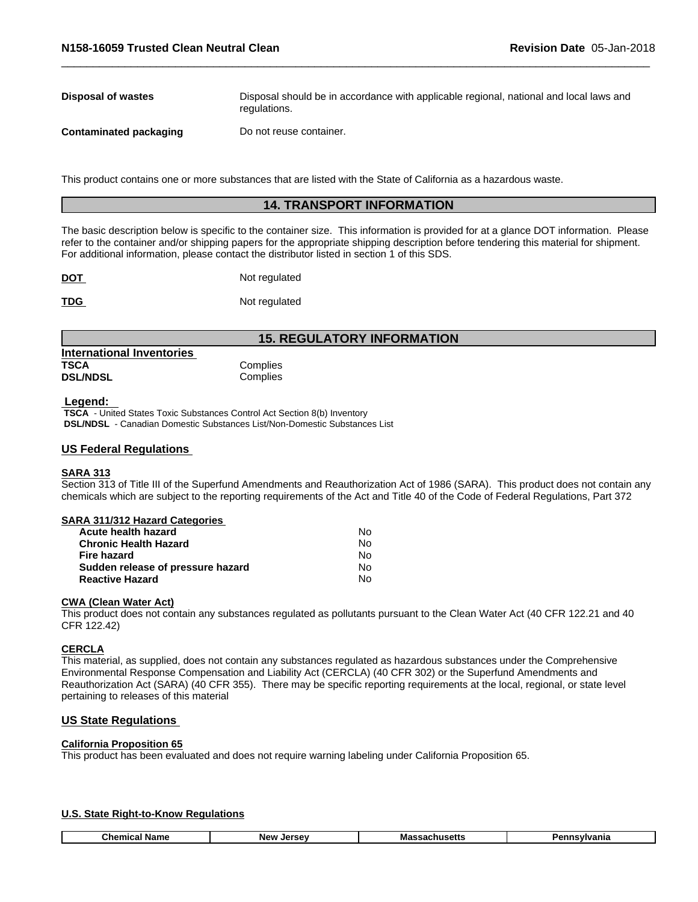| | |
|---|---|
| **Disposal of wastes** | Disposal should be in accordance with applicable regional, national and local laws and regulations. |
| **Contaminated packaging** | Do not reuse container. |

This product contains one or more substances that are listed with the State of California as a hazardous waste.

## 14. TRANSPORT INFORMATION

The basic description below is specific to the container size. This information is provided for at a glance DOT information. Please refer to the container and/or shipping papers for the appropriate shipping description before tendering this material for shipment. For additional information, please contact the distributor listed in section 1 of this SDS.

| | |
|---|---|
| **DOT** | Not regulated |
| **TDG** | Not regulated |

## 15. REGULATORY INFORMATION

**International Inventories**

| | |
|---|---|
| **TSCA** | Complies |
| **DSL/NDSL** | Complies |

**Legend:**

**TSCA** - United States Toxic Substances Control Act Section 8(b) Inventory
**DSL/NDSL** - Canadian Domestic Substances List/Non-Domestic Substances List

### US Federal Regulations

**SARA 313**

Section 313 of Title III of the Superfund Amendments and Reauthorization Act of 1986 (SARA). This product does not contain any chemicals which are subject to the reporting requirements of the Act and Title 40 of the Code of Federal Regulations, Part 372

**SARA 311/312 Hazard Categories**

| | |
|---|---|
| **Acute health hazard** | No |
| **Chronic Health Hazard** | No |
| **Fire hazard** | No |
| **Sudden release of pressure hazard** | No |
| **Reactive Hazard** | No |

**CWA (Clean Water Act)**

This product does not contain any substances regulated as pollutants pursuant to the Clean Water Act (40 CFR 122.21 and 40 CFR 122.42)

**CERCLA**

This material, as supplied, does not contain any substances regulated as hazardous substances under the Comprehensive Environmental Response Compensation and Liability Act (CERCLA) (40 CFR 302) or the Superfund Amendments and Reauthorization Act (SARA) (40 CFR 355). There may be specific reporting requirements at the local, regional, or state level pertaining to releases of this material

### US State Regulations

**California Proposition 65**

This product has been evaluated and does not require warning labeling under California Proposition 65.

**U.S. State Right-to-Know Regulations**

| Chemical Name | New Jersey | Massachusetts | Pennsylvania |
|---|---|---|---|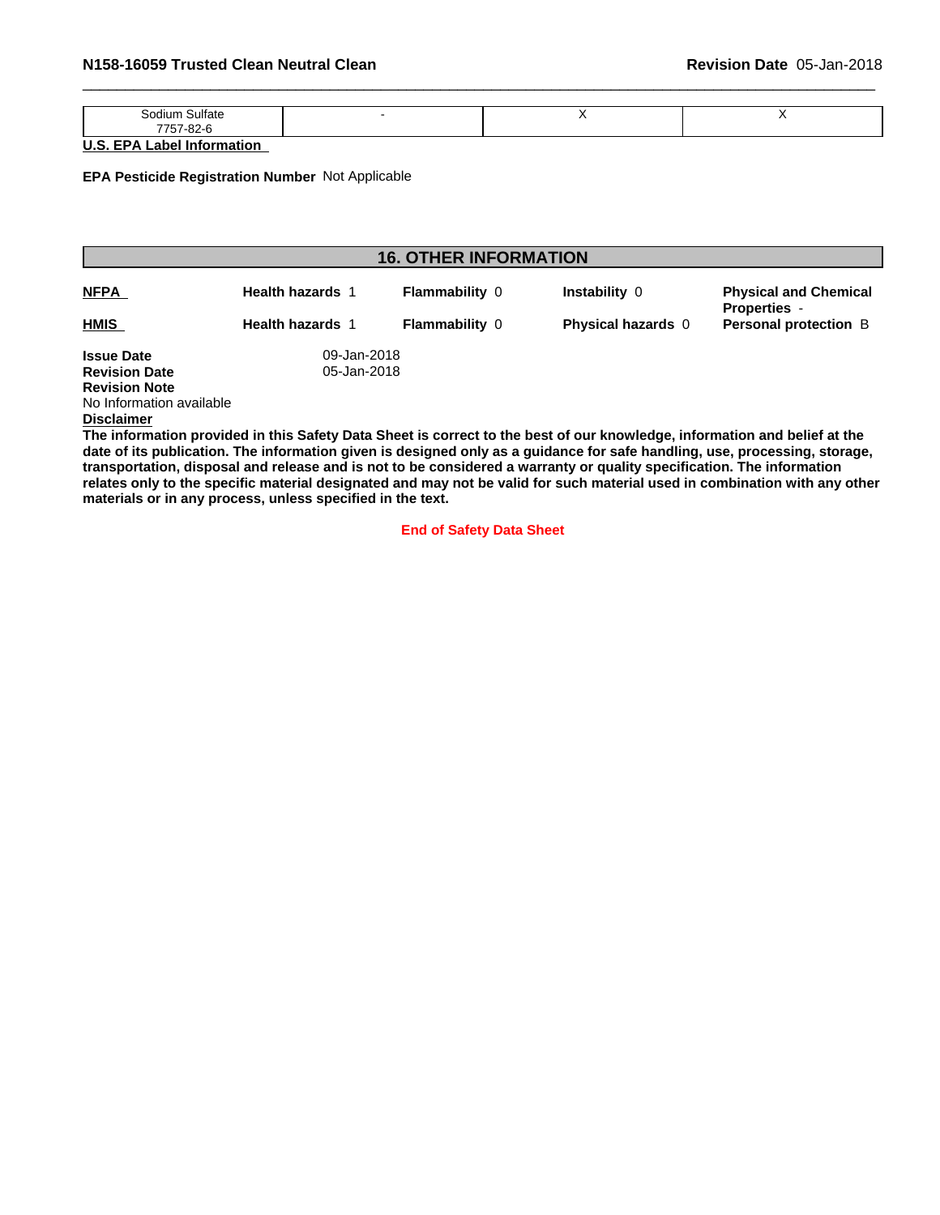| | | | |
|---|---|---|---|
| Sodium Sulfate 7757-82-6 | - | X | X |

**U.S. EPA Label Information**

**EPA Pesticide Registration Number** Not Applicable

## 16. OTHER INFORMATION

| | | | | |
|---|---|---|---|---|
| **NFPA** | **Health hazards** 1 | **Flammability** 0 | **Instability** 0 | **Physical and Chemical Properties** - |
| **HMIS** | **Health hazards** 1 | **Flammability** 0 | **Physical hazards** 0 | **Personal protection** B |

**Issue Date** 09-Jan-2018
**Revision Date** 05-Jan-2018
**Revision Note**
No Information available

**Disclaimer**

**The information provided in this Safety Data Sheet is correct to the best of our knowledge, information and belief at the date of its publication. The information given is designed only as a guidance for safe handling, use, processing, storage, transportation, disposal and release and is not to be considered a warranty or quality specification. The information relates only to the specific material designated and may not be valid for such material used in combination with any other materials or in any process, unless specified in the text.**

**End of Safety Data Sheet**